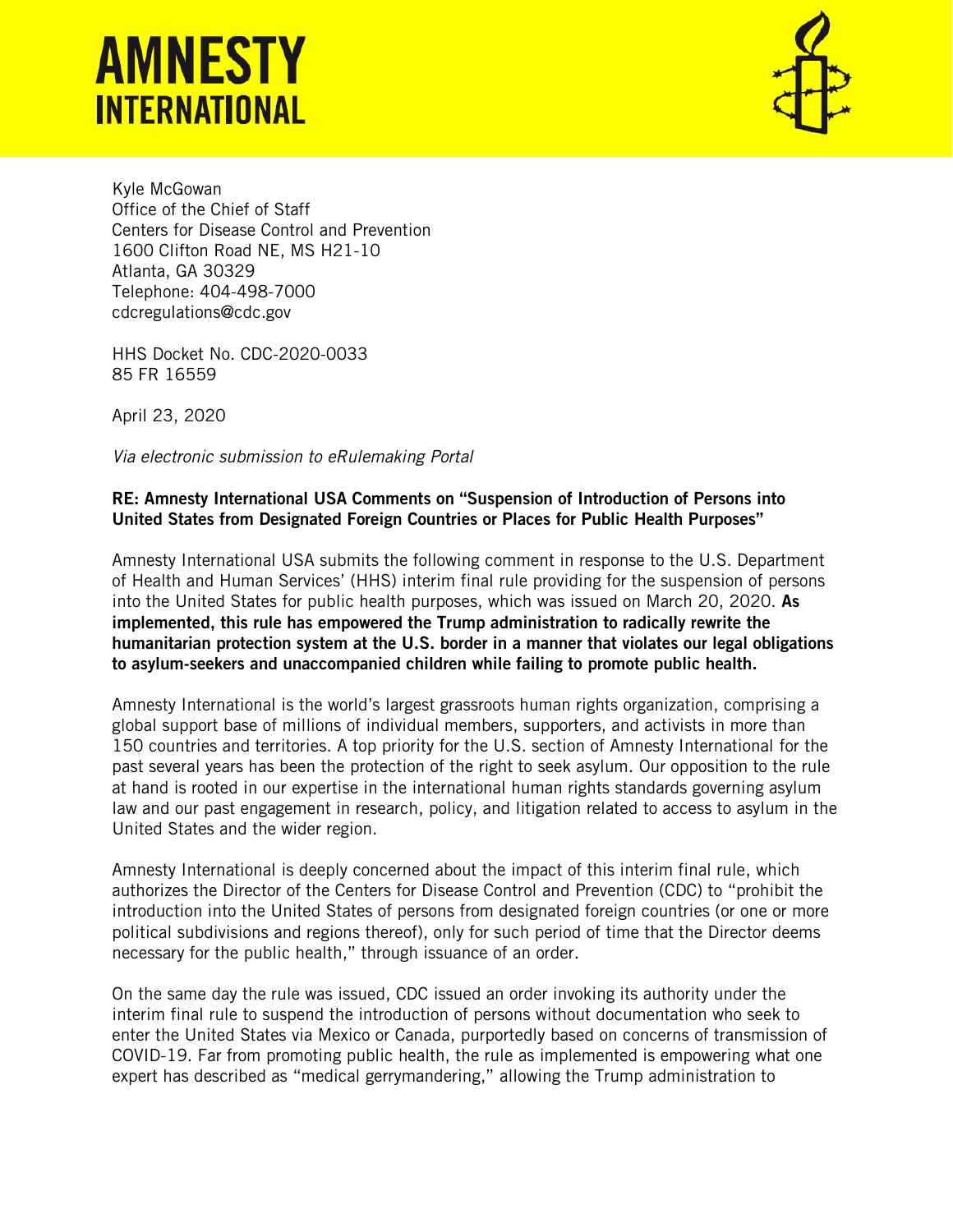# AMNESTY INTERNATIONAL

Kyle McGowan
Office of the Chief of Staff
Centers for Disease Control and Prevention
1600 Clifton Road NE, MS H21-10
Atlanta, GA 30329
Telephone: 404-498-7000
cdcregulations@cdc.gov

HHS Docket No. CDC-2020-0033
85 FR 16559

April 23, 2020

*Via electronic submission to eRulemaking Portal*

**RE: Amnesty International USA Comments on "Suspension of Introduction of Persons into United States from Designated Foreign Countries or Places for Public Health Purposes"**

Amnesty International USA submits the following comment in response to the U.S. Department of Health and Human Services' (HHS) interim final rule providing for the suspension of persons into the United States for public health purposes, which was issued on March 20, 2020. **As implemented, this rule has empowered the Trump administration to radically rewrite the humanitarian protection system at the U.S. border in a manner that violates our legal obligations to asylum-seekers and unaccompanied children while failing to promote public health.**

Amnesty International is the world's largest grassroots human rights organization, comprising a global support base of millions of individual members, supporters, and activists in more than 150 countries and territories. A top priority for the U.S. section of Amnesty International for the past several years has been the protection of the right to seek asylum. Our opposition to the rule at hand is rooted in our expertise in the international human rights standards governing asylum law and our past engagement in research, policy, and litigation related to access to asylum in the United States and the wider region.

Amnesty International is deeply concerned about the impact of this interim final rule, which authorizes the Director of the Centers for Disease Control and Prevention (CDC) to "prohibit the introduction into the United States of persons from designated foreign countries (or one or more political subdivisions and regions thereof), only for such period of time that the Director deems necessary for the public health," through issuance of an order.

On the same day the rule was issued, CDC issued an order invoking its authority under the interim final rule to suspend the introduction of persons without documentation who seek to enter the United States via Mexico or Canada, purportedly based on concerns of transmission of COVID-19. Far from promoting public health, the rule as implemented is empowering what one expert has described as "medical gerrymandering," allowing the Trump administration to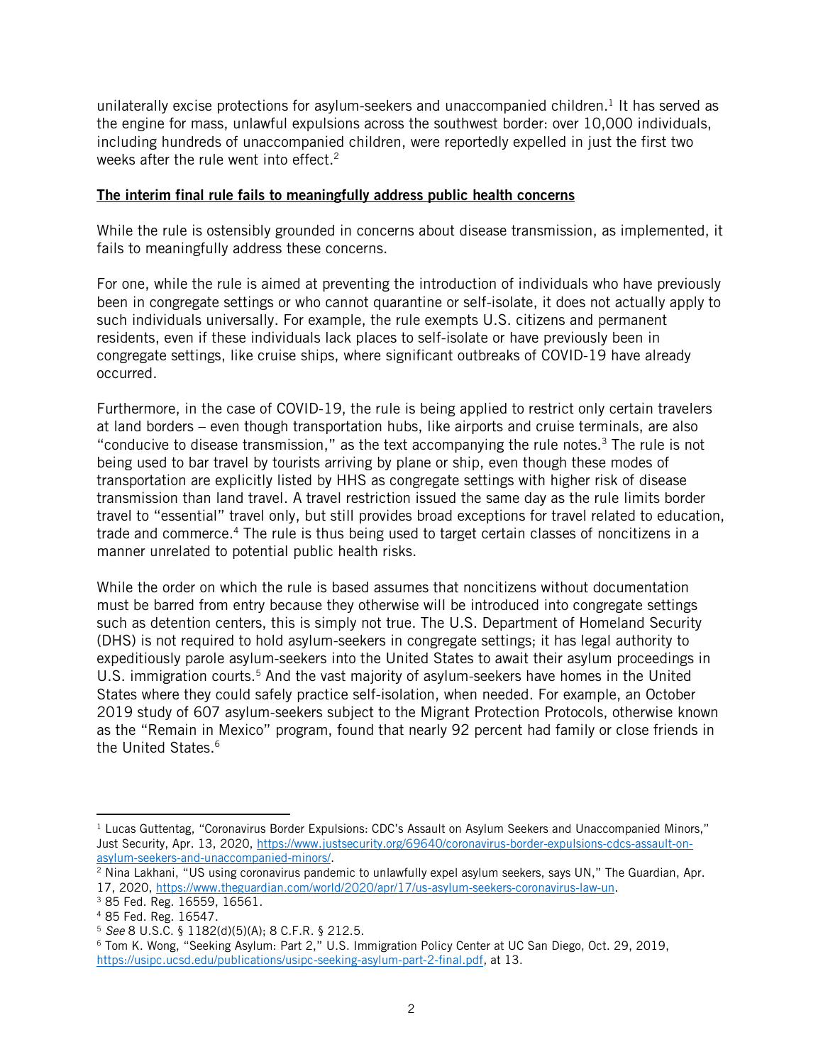unilaterally excise protections for asylum-seekers and unaccompanied children.[1] It has served as the engine for mass, unlawful expulsions across the southwest border: over 10,000 individuals, including hundreds of unaccompanied children, were reportedly expelled in just the first two weeks after the rule went into effect.[2]

**The interim final rule fails to meaningfully address public health concerns**

While the rule is ostensibly grounded in concerns about disease transmission, as implemented, it fails to meaningfully address these concerns.

For one, while the rule is aimed at preventing the introduction of individuals who have previously been in congregate settings or who cannot quarantine or self-isolate, it does not actually apply to such individuals universally. For example, the rule exempts U.S. citizens and permanent residents, even if these individuals lack places to self-isolate or have previously been in congregate settings, like cruise ships, where significant outbreaks of COVID-19 have already occurred.

Furthermore, in the case of COVID-19, the rule is being applied to restrict only certain travelers at land borders – even though transportation hubs, like airports and cruise terminals, are also "conducive to disease transmission," as the text accompanying the rule notes.[3] The rule is not being used to bar travel by tourists arriving by plane or ship, even though these modes of transportation are explicitly listed by HHS as congregate settings with higher risk of disease transmission than land travel. A travel restriction issued the same day as the rule limits border travel to "essential" travel only, but still provides broad exceptions for travel related to education, trade and commerce.[4] The rule is thus being used to target certain classes of noncitizens in a manner unrelated to potential public health risks.

While the order on which the rule is based assumes that noncitizens without documentation must be barred from entry because they otherwise will be introduced into congregate settings such as detention centers, this is simply not true. The U.S. Department of Homeland Security (DHS) is not required to hold asylum-seekers in congregate settings; it has legal authority to expeditiously parole asylum-seekers into the United States to await their asylum proceedings in U.S. immigration courts.[5] And the vast majority of asylum-seekers have homes in the United States where they could safely practice self-isolation, when needed. For example, an October 2019 study of 607 asylum-seekers subject to the Migrant Protection Protocols, otherwise known as the "Remain in Mexico" program, found that nearly 92 percent had family or close friends in the United States.[6]

---

[1] Lucas Guttentag, "Coronavirus Border Expulsions: CDC's Assault on Asylum Seekers and Unaccompanied Minors," Just Security, Apr. 13, 2020, https://www.justsecurity.org/69640/coronavirus-border-expulsions-cdcs-assault-on-asylum-seekers-and-unaccompanied-minors/.

[2] Nina Lakhani, "US using coronavirus pandemic to unlawfully expel asylum seekers, says UN," The Guardian, Apr. 17, 2020, https://www.theguardian.com/world/2020/apr/17/us-asylum-seekers-coronavirus-law-un.

[3] 85 Fed. Reg. 16559, 16561.

[4] 85 Fed. Reg. 16547.

[5] *See* 8 U.S.C. § 1182(d)(5)(A); 8 C.F.R. § 212.5.

[6] Tom K. Wong, "Seeking Asylum: Part 2," U.S. Immigration Policy Center at UC San Diego, Oct. 29, 2019, https://usipc.ucsd.edu/publications/usipc-seeking-asylum-part-2-final.pdf, at 13.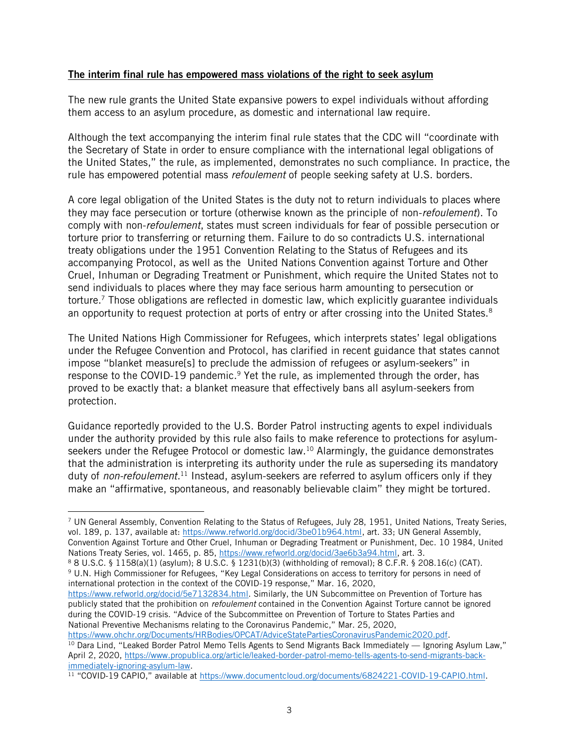**The interim final rule has empowered mass violations of the right to seek asylum**

The new rule grants the United State expansive powers to expel individuals without affording them access to an asylum procedure, as domestic and international law require.

Although the text accompanying the interim final rule states that the CDC will "coordinate with the Secretary of State in order to ensure compliance with the international legal obligations of the United States," the rule, as implemented, demonstrates no such compliance. In practice, the rule has empowered potential mass *refoulement* of people seeking safety at U.S. borders.

A core legal obligation of the United States is the duty not to return individuals to places where they may face persecution or torture (otherwise known as the principle of non-*refoulement*). To comply with non-*refoulement*, states must screen individuals for fear of possible persecution or torture prior to transferring or returning them. Failure to do so contradicts U.S. international treaty obligations under the 1951 Convention Relating to the Status of Refugees and its accompanying Protocol, as well as the United Nations Convention against Torture and Other Cruel, Inhuman or Degrading Treatment or Punishment, which require the United States not to send individuals to places where they may face serious harm amounting to persecution or torture.[7] Those obligations are reflected in domestic law, which explicitly guarantee individuals an opportunity to request protection at ports of entry or after crossing into the United States.[8]

The United Nations High Commissioner for Refugees, which interprets states' legal obligations under the Refugee Convention and Protocol, has clarified in recent guidance that states cannot impose "blanket measure[s] to preclude the admission of refugees or asylum-seekers" in response to the COVID-19 pandemic.[9] Yet the rule, as implemented through the order, has proved to be exactly that: a blanket measure that effectively bans all asylum-seekers from protection.

Guidance reportedly provided to the U.S. Border Patrol instructing agents to expel individuals under the authority provided by this rule also fails to make reference to protections for asylum-seekers under the Refugee Protocol or domestic law.[10] Alarmingly, the guidance demonstrates that the administration is interpreting its authority under the rule as superseding its mandatory duty of *non-refoulement*.[11] Instead, asylum-seekers are referred to asylum officers only if they make an "affirmative, spontaneous, and reasonably believable claim" they might be tortured.

---

[7] UN General Assembly, Convention Relating to the Status of Refugees, July 28, 1951, United Nations, Treaty Series, vol. 189, p. 137, available at: https://www.refworld.org/docid/3be01b964.html, art. 33; UN General Assembly, Convention Against Torture and Other Cruel, Inhuman or Degrading Treatment or Punishment, Dec. 10 1984, United Nations Treaty Series, vol. 1465, p. 85, https://www.refworld.org/docid/3ae6b3a94.html, art. 3.

[8] 8 U.S.C. § 1158(a)(1) (asylum); 8 U.S.C. § 1231(b)(3) (withholding of removal); 8 C.F.R. § 208.16(c) (CAT).

[9] U.N. High Commissioner for Refugees, "Key Legal Considerations on access to territory for persons in need of international protection in the context of the COVID-19 response," Mar. 16, 2020, https://www.refworld.org/docid/5e7132834.html. Similarly, the UN Subcommittee on Prevention of Torture has publicly stated that the prohibition on *refoulement* contained in the Convention Against Torture cannot be ignored during the COVID-19 crisis. "Advice of the Subcommittee on Prevention of Torture to States Parties and National Preventive Mechanisms relating to the Coronavirus Pandemic," Mar. 25, 2020, https://www.ohchr.org/Documents/HRBodies/OPCAT/AdviceStatePartiesCoronavirusPandemic2020.pdf.

[10] Dara Lind, "Leaked Border Patrol Memo Tells Agents to Send Migrants Back Immediately — Ignoring Asylum Law," April 2, 2020, https://www.propublica.org/article/leaked-border-patrol-memo-tells-agents-to-send-migrants-back-immediately-ignoring-asylum-law.

[11] "COVID-19 CAPIO," available at https://www.documentcloud.org/documents/6824221-COVID-19-CAPIO.html.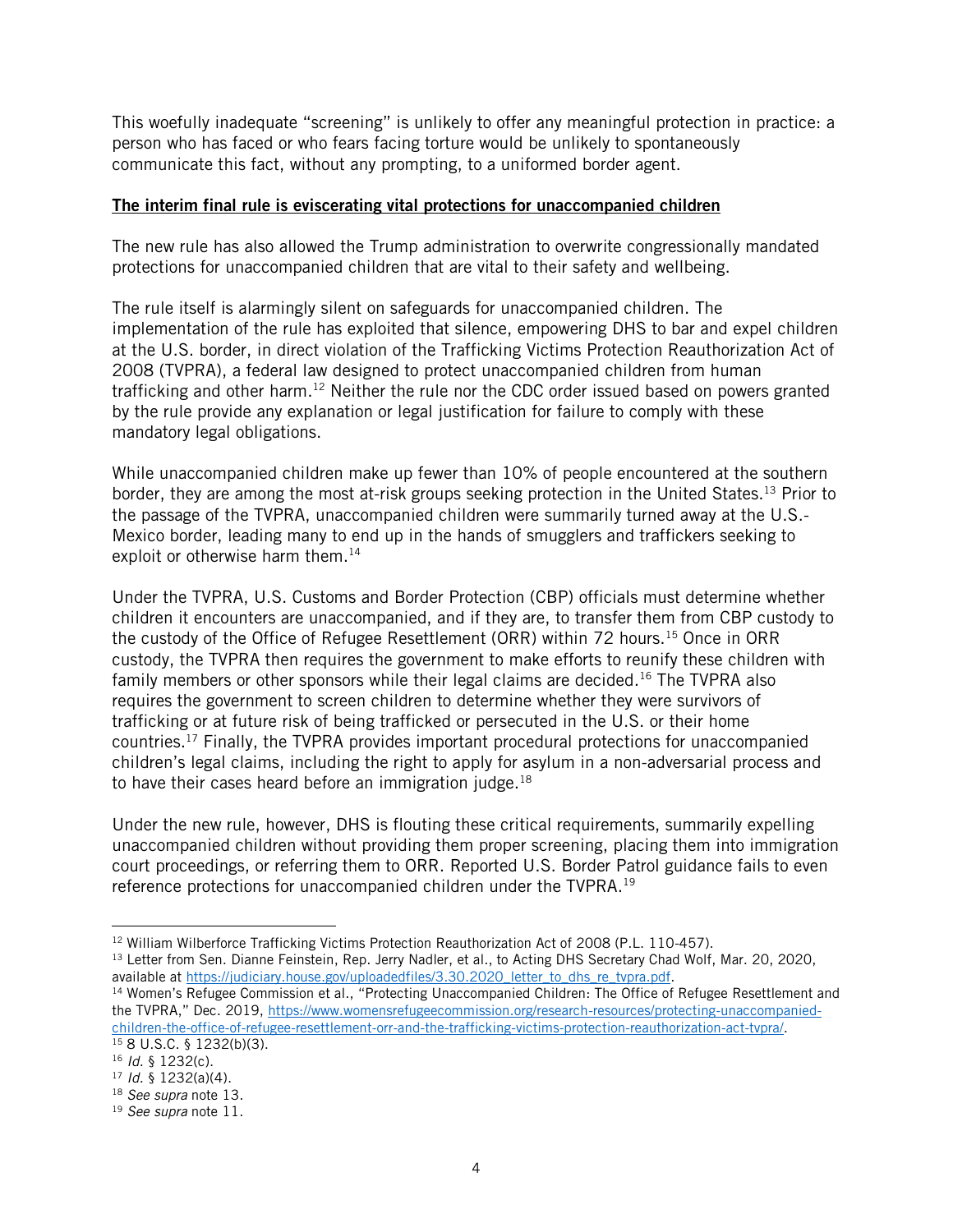This woefully inadequate "screening" is unlikely to offer any meaningful protection in practice: a person who has faced or who fears facing torture would be unlikely to spontaneously communicate this fact, without any prompting, to a uniformed border agent.

**The interim final rule is eviscerating vital protections for unaccompanied children**

The new rule has also allowed the Trump administration to overwrite congressionally mandated protections for unaccompanied children that are vital to their safety and wellbeing.

The rule itself is alarmingly silent on safeguards for unaccompanied children. The implementation of the rule has exploited that silence, empowering DHS to bar and expel children at the U.S. border, in direct violation of the Trafficking Victims Protection Reauthorization Act of 2008 (TVPRA), a federal law designed to protect unaccompanied children from human trafficking and other harm.[12] Neither the rule nor the CDC order issued based on powers granted by the rule provide any explanation or legal justification for failure to comply with these mandatory legal obligations.

While unaccompanied children make up fewer than 10% of people encountered at the southern border, they are among the most at-risk groups seeking protection in the United States.[13] Prior to the passage of the TVPRA, unaccompanied children were summarily turned away at the U.S.-Mexico border, leading many to end up in the hands of smugglers and traffickers seeking to exploit or otherwise harm them.[14]

Under the TVPRA, U.S. Customs and Border Protection (CBP) officials must determine whether children it encounters are unaccompanied, and if they are, to transfer them from CBP custody to the custody of the Office of Refugee Resettlement (ORR) within 72 hours.[15] Once in ORR custody, the TVPRA then requires the government to make efforts to reunify these children with family members or other sponsors while their legal claims are decided.[16] The TVPRA also requires the government to screen children to determine whether they were survivors of trafficking or at future risk of being trafficked or persecuted in the U.S. or their home countries.[17] Finally, the TVPRA provides important procedural protections for unaccompanied children's legal claims, including the right to apply for asylum in a non-adversarial process and to have their cases heard before an immigration judge.[18]

Under the new rule, however, DHS is flouting these critical requirements, summarily expelling unaccompanied children without providing them proper screening, placing them into immigration court proceedings, or referring them to ORR. Reported U.S. Border Patrol guidance fails to even reference protections for unaccompanied children under the TVPRA.[19]

---

[12] William Wilberforce Trafficking Victims Protection Reauthorization Act of 2008 (P.L. 110-457).

[13] Letter from Sen. Dianne Feinstein, Rep. Jerry Nadler, et al., to Acting DHS Secretary Chad Wolf, Mar. 20, 2020, available at https://judiciary.house.gov/uploadedfiles/3.30.2020_letter_to_dhs_re_tvpra.pdf.

[14] Women's Refugee Commission et al., "Protecting Unaccompanied Children: The Office of Refugee Resettlement and the TVPRA," Dec. 2019, https://www.womensrefugeecommission.org/research-resources/protecting-unaccompanied-children-the-office-of-refugee-resettlement-orr-and-the-trafficking-victims-protection-reauthorization-act-tvpra/.

[15] 8 U.S.C. § 1232(b)(3).

[16] *Id.* § 1232(c).

[17] *Id.* § 1232(a)(4).

[18] *See supra* note 13.

[19] *See supra* note 11.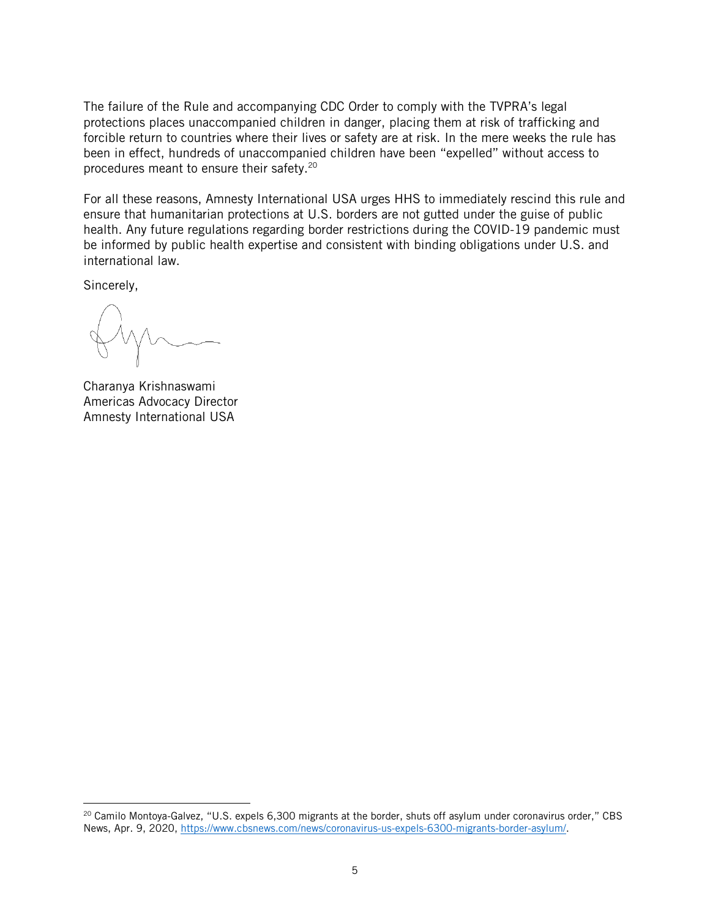The failure of the Rule and accompanying CDC Order to comply with the TVPRA's legal protections places unaccompanied children in danger, placing them at risk of trafficking and forcible return to countries where their lives or safety are at risk. In the mere weeks the rule has been in effect, hundreds of unaccompanied children have been "expelled" without access to procedures meant to ensure their safety.[20]

For all these reasons, Amnesty International USA urges HHS to immediately rescind this rule and ensure that humanitarian protections at U.S. borders are not gutted under the guise of public health. Any future regulations regarding border restrictions during the COVID-19 pandemic must be informed by public health expertise and consistent with binding obligations under U.S. and international law.

Sincerely,

Charanya Krishnaswami
Americas Advocacy Director
Amnesty International USA

---

[20] Camilo Montoya-Galvez, "U.S. expels 6,300 migrants at the border, shuts off asylum under coronavirus order," CBS News, Apr. 9, 2020, https://www.cbsnews.com/news/coronavirus-us-expels-6300-migrants-border-asylum/.